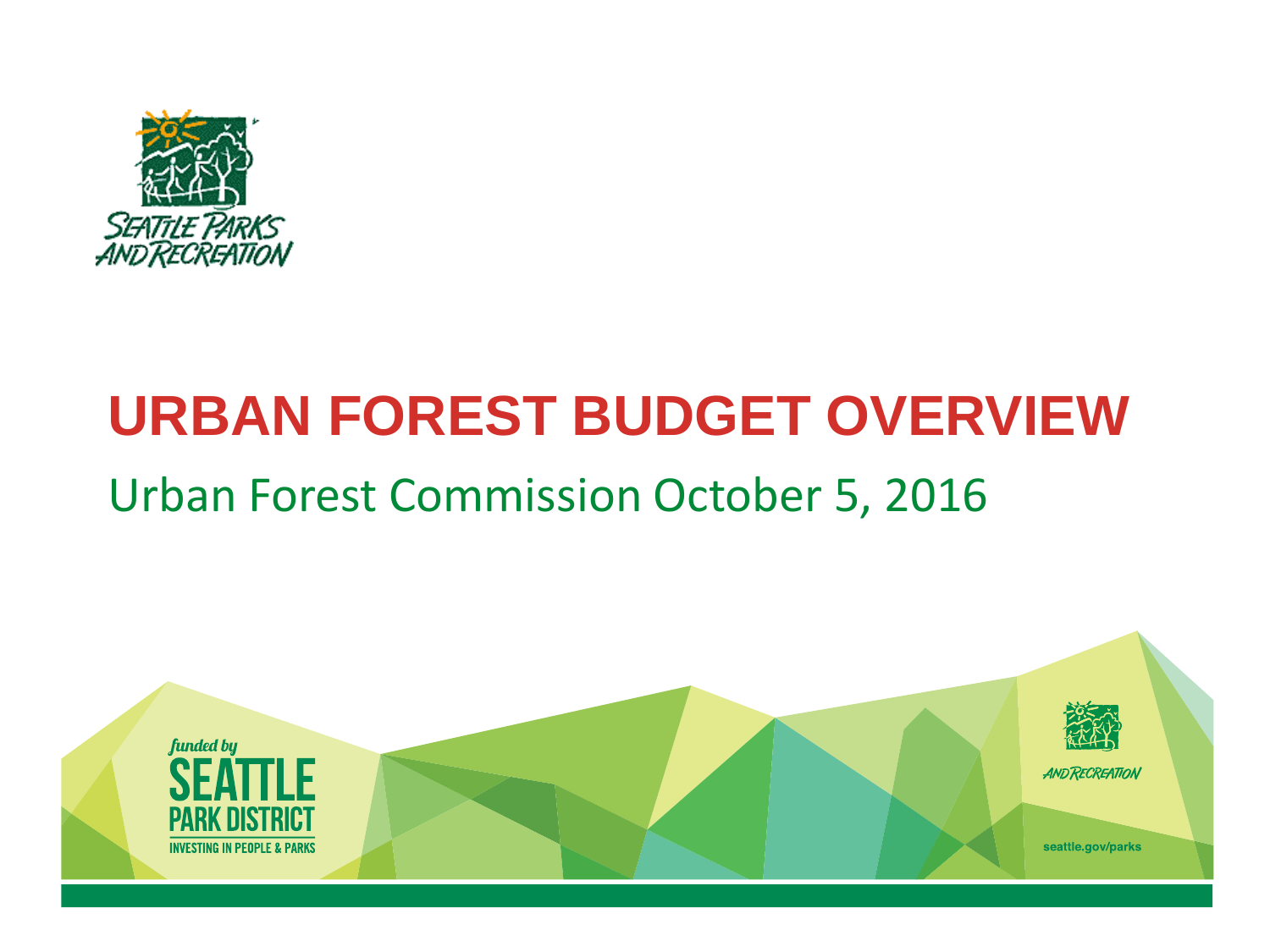SEATTLE PARKS AND RECREATION

# URBAN FOREST BUDGET OVERVIEW

## Urban Forest Commission October 5, 2016

*funded by* SEATTLE PARK DISTRICT
INVESTING IN PEOPLE & PARKS

AND RECREATION

seattle.gov/parks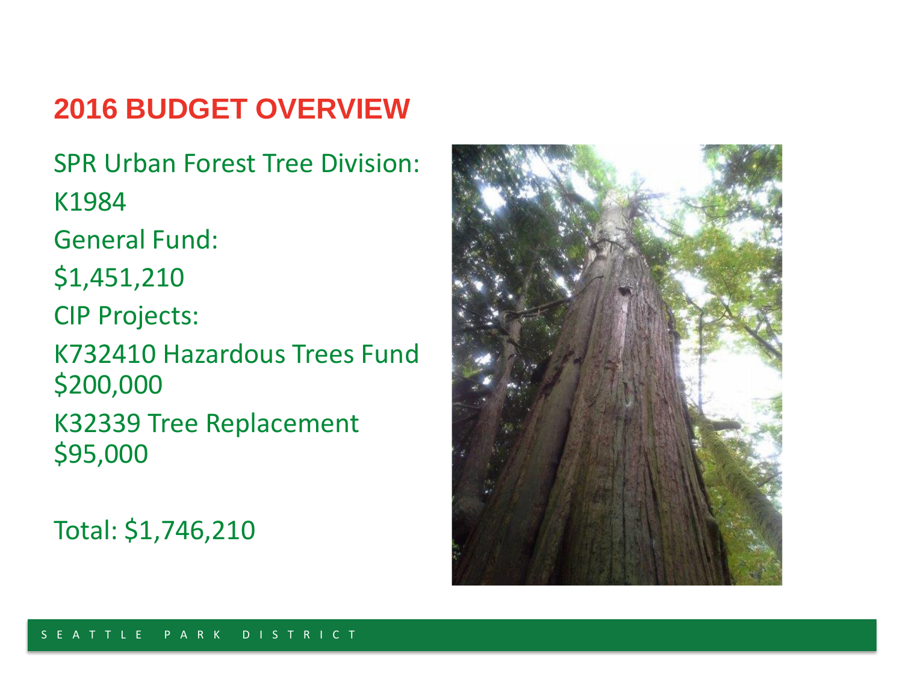# 2016 BUDGET OVERVIEW

SPR Urban Forest Tree Division:

K1984

General Fund:

$1,451,210

CIP Projects:

K732410 Hazardous Trees Fund $200,000

K32339 Tree Replacement $95,000

Total: $1,746,210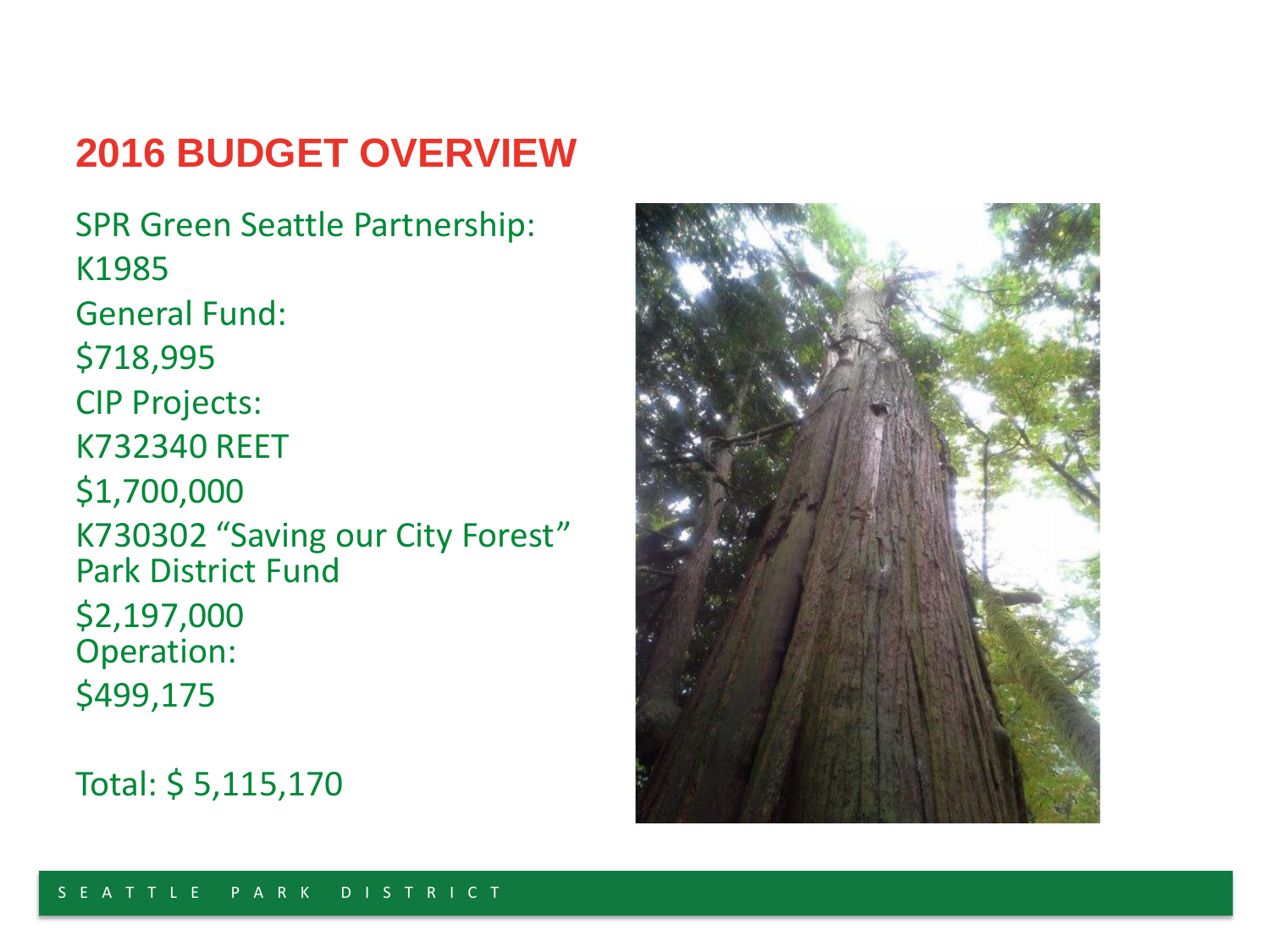## 2016 BUDGET OVERVIEW

SPR Green Seattle Partnership:
K1985
General Fund:
$718,995
CIP Projects:
K732340 REET
$1,700,000
K730302 “Saving our City Forest” Park District Fund
$2,197,000
Operation:
$499,175

Total: $ 5,115,170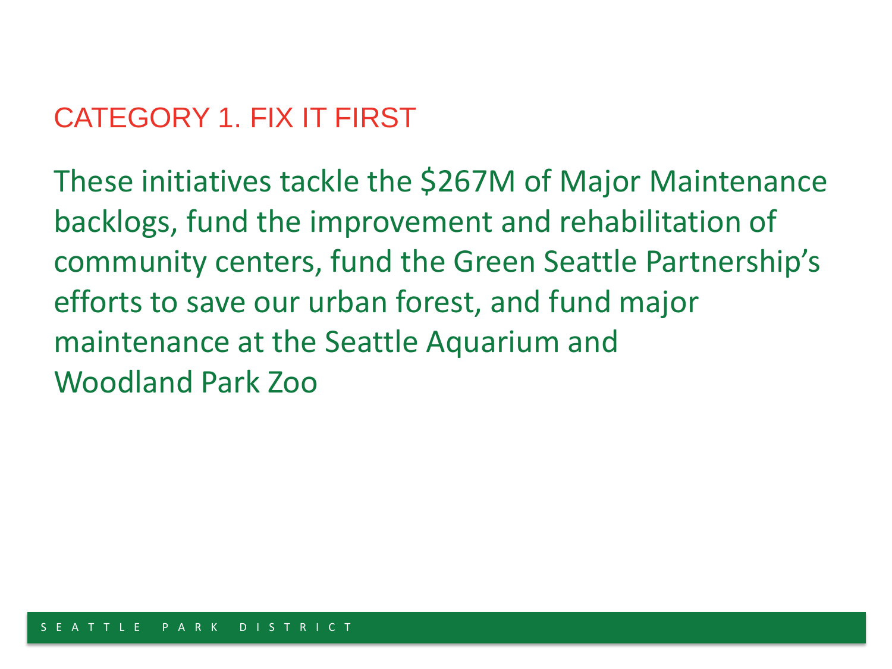## CATEGORY 1. FIX IT FIRST

These initiatives tackle the $267M of Major Maintenance backlogs, fund the improvement and rehabilitation of community centers, fund the Green Seattle Partnership's efforts to save our urban forest, and fund major maintenance at the Seattle Aquarium and Woodland Park Zoo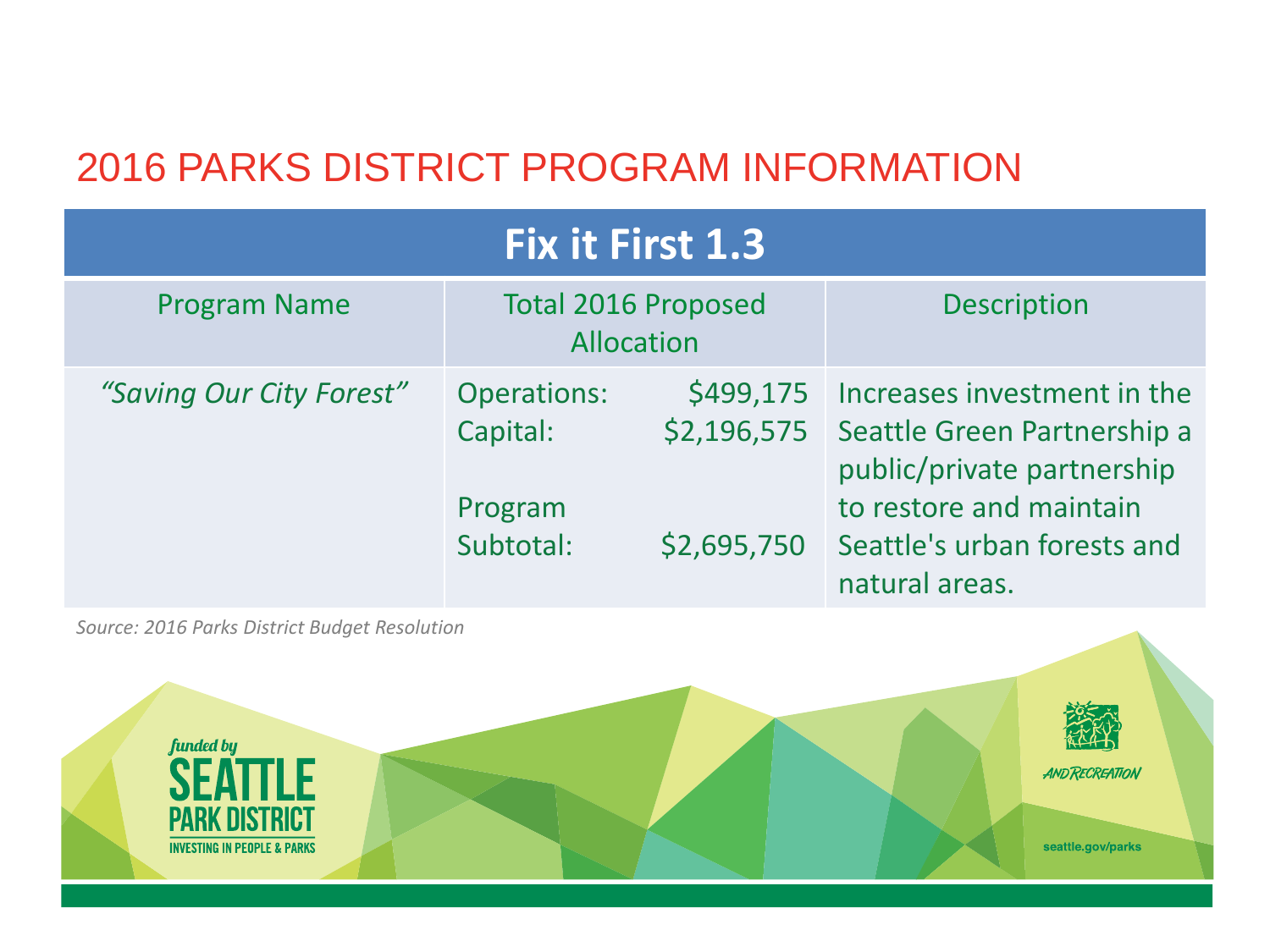# 2016 PARKS DISTRICT PROGRAM INFORMATION

| Fix it First 1.3 | | |
|---|---|---|
| Program Name | Total 2016 Proposed Allocation | Description |
| *"Saving Our City Forest"* | Operations: $499,175<br>Capital: $2,196,575<br><br>Program Subtotal: $2,695,750 | Increases investment in the Seattle Green Partnership a public/private partnership to restore and maintain Seattle's urban forests and natural areas. |

*Source: 2016 Parks District Budget Resolution*

funded by SEATTLE PARK DISTRICT
INVESTING IN PEOPLE & PARKS

AND RECREATION

seattle.gov/parks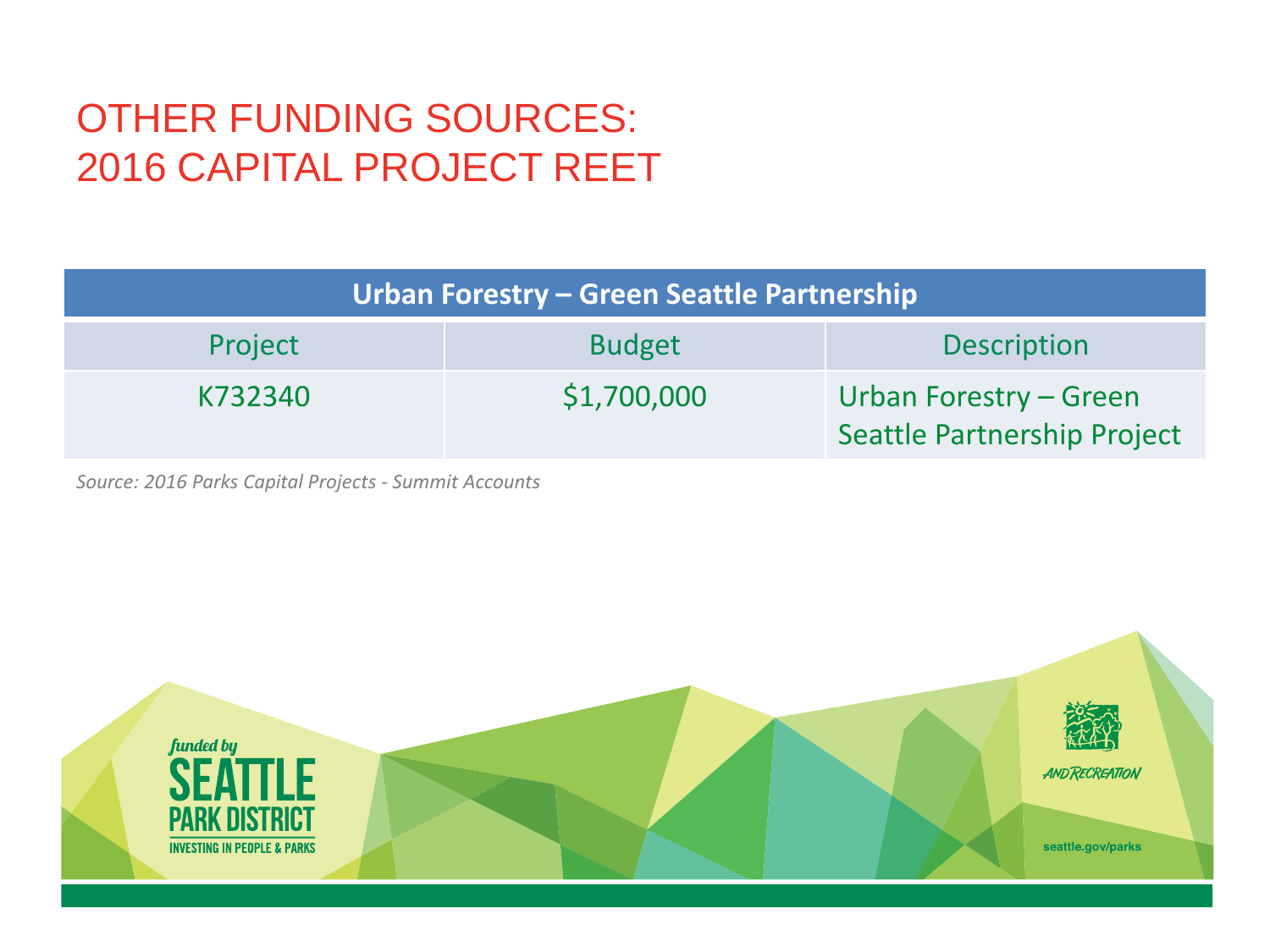# OTHER FUNDING SOURCES: 2016 CAPITAL PROJECT REET

| Urban Forestry – Green Seattle Partnership | | |
| --- | --- | --- |
| Project | Budget | Description |
| K732340 | $1,700,000 | Urban Forestry – Green Seattle Partnership Project |

*Source: 2016 Parks Capital Projects - Summit Accounts*

funded by SEATTLE PARK DISTRICT
INVESTING IN PEOPLE & PARKS

AND RECREATION

seattle.gov/parks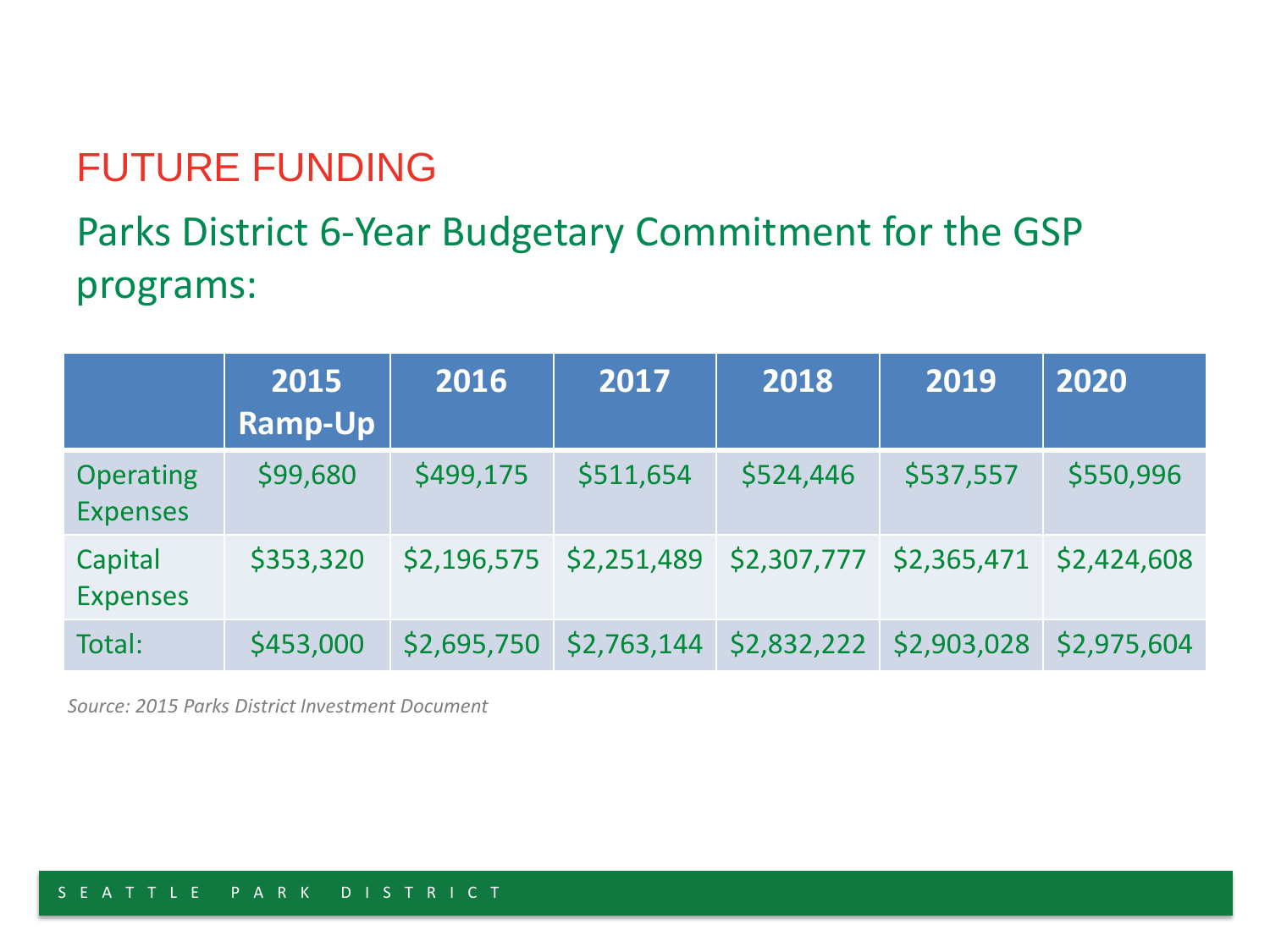# FUTURE FUNDING

## Parks District 6-Year Budgetary Commitment for the GSP programs:

| | 2015 Ramp-Up | 2016 | 2017 | 2018 | 2019 | 2020 |
|---|---|---|---|---|---|---|
| Operating Expenses | $99,680 | $499,175 | $511,654 | $524,446 | $537,557 | $550,996 |
| Capital Expenses | $353,320 | $2,196,575 | $2,251,489 | $2,307,777 | $2,365,471 | $2,424,608 |
| Total: | $453,000 | $2,695,750 | $2,763,144 | $2,832,222 | $2,903,028 | $2,975,604 |

*Source: 2015 Parks District Investment Document*